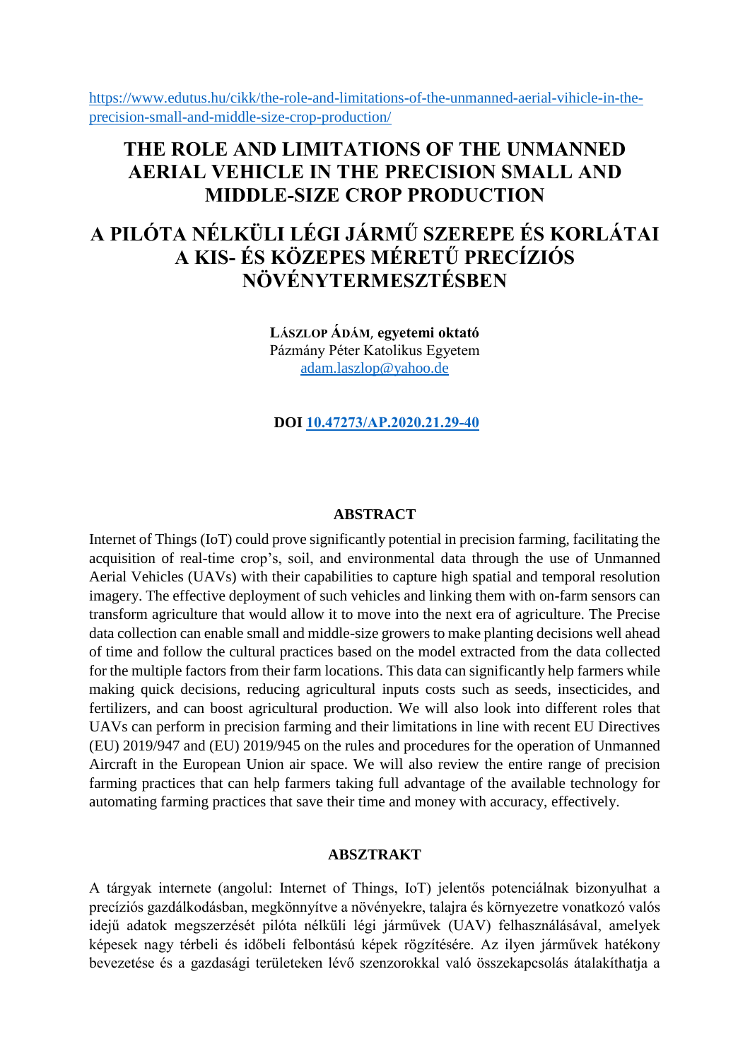https://www.edutus.hu/cikk/the-role-and-limitations-of-the-unmanned-aerial-vihicle-in-the-precision-small-and-middle-size-crop-production/

# THE ROLE AND LIMITATIONS OF THE UNMANNED AERIAL VEHICLE IN THE PRECISION SMALL AND MIDDLE-SIZE CROP PRODUCTION

# A PILÓTA NÉLKÜLI LÉGI JÁRMŰ SZEREPE ÉS KORLÁTAI A KIS- ÉS KÖZEPES MÉRETŰ PRECÍZIÓS NÖVÉNYTERMESZTÉSBEN

**LÁSZLOP ÁDÁM, egyetemi oktató**
Pázmány Péter Katolikus Egyetem
adam.laszlop@yahoo.de

**DOI 10.47273/AP.2020.21.29-40**

## ABSTRACT

Internet of Things (IoT) could prove significantly potential in precision farming, facilitating the acquisition of real-time crop's, soil, and environmental data through the use of Unmanned Aerial Vehicles (UAVs) with their capabilities to capture high spatial and temporal resolution imagery. The effective deployment of such vehicles and linking them with on-farm sensors can transform agriculture that would allow it to move into the next era of agriculture. The Precise data collection can enable small and middle-size growers to make planting decisions well ahead of time and follow the cultural practices based on the model extracted from the data collected for the multiple factors from their farm locations. This data can significantly help farmers while making quick decisions, reducing agricultural inputs costs such as seeds, insecticides, and fertilizers, and can boost agricultural production. We will also look into different roles that UAVs can perform in precision farming and their limitations in line with recent EU Directives (EU) 2019/947 and (EU) 2019/945 on the rules and procedures for the operation of Unmanned Aircraft in the European Union air space. We will also review the entire range of precision farming practices that can help farmers taking full advantage of the available technology for automating farming practices that save their time and money with accuracy, effectively.

## ABSZTRAKT

A tárgyak internete (angolul: Internet of Things, IoT) jelentős potenciálnak bizonyulhat a precíziós gazdálkodásban, megkönnyítve a növényekre, talajra és környezetre vonatkozó valós idejű adatok megszerzését pilóta nélküli légi járművek (UAV) felhasználásával, amelyek képesek nagy térbeli és időbeli felbontású képek rögzítésére. Az ilyen járművek hatékony bevezetése és a gazdasági területeken lévő szenzorokkal való összekapcsolás átalakíthatja a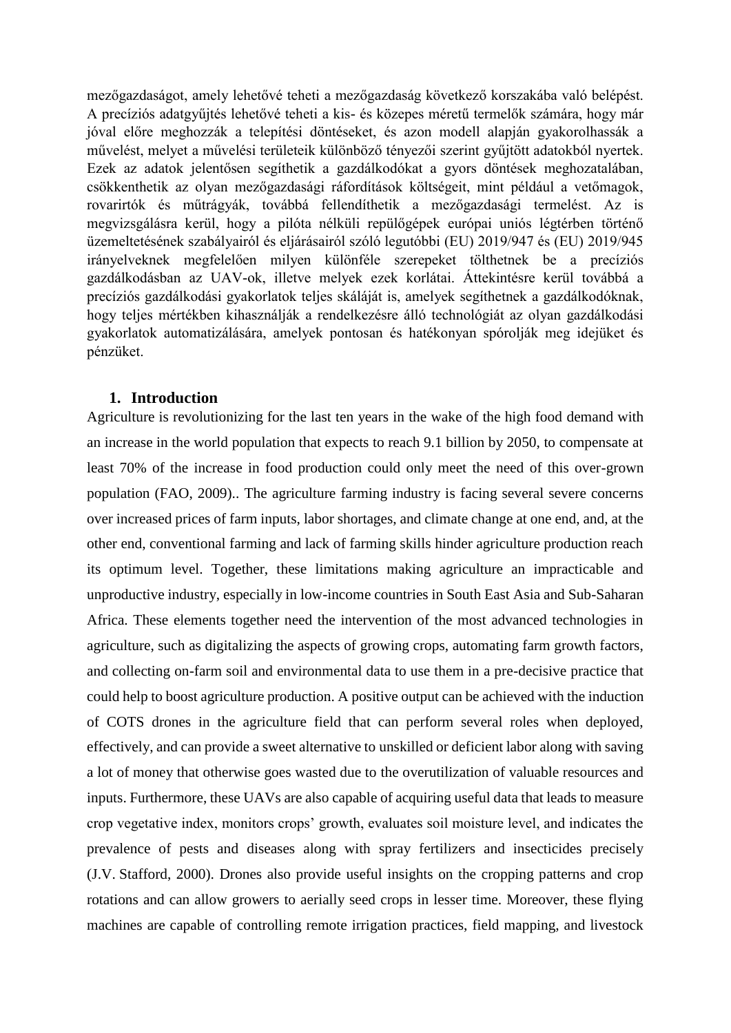mezőgazdaságot, amely lehetővé teheti a mezőgazdaság következő korszakába való belépést. A precíziós adatgyűjtés lehetővé teheti a kis- és közepes méretű termelők számára, hogy már jóval előre meghozzák a telepítési döntéseket, és azon modell alapján gyakorolhassák a művelést, melyet a művelési területeik különböző tényezői szerint gyűjtött adatokból nyertek. Ezek az adatok jelentősen segíthetik a gazdálkodókat a gyors döntések meghozatalában, csökkenthetik az olyan mezőgazdasági ráfordítások költségeit, mint például a vetőmagok, rovarirtók és műtrágyák, továbbá fellendíthetik a mezőgazdasági termelést. Az is megvizsgálásra kerül, hogy a pilóta nélküli repülőgépek európai uniós légtérben történő üzemeltetésének szabályairól és eljárásairól szóló legutóbbi (EU) 2019/947 és (EU) 2019/945 irányelveknek megfelelően milyen különféle szerepeket tölthetnek be a precíziós gazdálkodásban az UAV-ok, illetve melyek ezek korlátai. Áttekintésre kerül továbbá a precíziós gazdálkodási gyakorlatok teljes skáláját is, amelyek segíthetnek a gazdálkodóknak, hogy teljes mértékben kihasználják a rendelkezésre álló technológiát az olyan gazdálkodási gyakorlatok automatizálására, amelyek pontosan és hatékonyan spórolják meg idejüket és pénzüket.

## 1. Introduction

Agriculture is revolutionizing for the last ten years in the wake of the high food demand with an increase in the world population that expects to reach 9.1 billion by 2050, to compensate at least 70% of the increase in food production could only meet the need of this over-grown population (FAO, 2009).. The agriculture farming industry is facing several severe concerns over increased prices of farm inputs, labor shortages, and climate change at one end, and, at the other end, conventional farming and lack of farming skills hinder agriculture production reach its optimum level. Together, these limitations making agriculture an impracticable and unproductive industry, especially in low-income countries in South East Asia and Sub-Saharan Africa. These elements together need the intervention of the most advanced technologies in agriculture, such as digitalizing the aspects of growing crops, automating farm growth factors, and collecting on-farm soil and environmental data to use them in a pre-decisive practice that could help to boost agriculture production. A positive output can be achieved with the induction of COTS drones in the agriculture field that can perform several roles when deployed, effectively, and can provide a sweet alternative to unskilled or deficient labor along with saving a lot of money that otherwise goes wasted due to the overutilization of valuable resources and inputs. Furthermore, these UAVs are also capable of acquiring useful data that leads to measure crop vegetative index, monitors crops' growth, evaluates soil moisture level, and indicates the prevalence of pests and diseases along with spray fertilizers and insecticides precisely (J.V. Stafford, 2000). Drones also provide useful insights on the cropping patterns and crop rotations and can allow growers to aerially seed crops in lesser time. Moreover, these flying machines are capable of controlling remote irrigation practices, field mapping, and livestock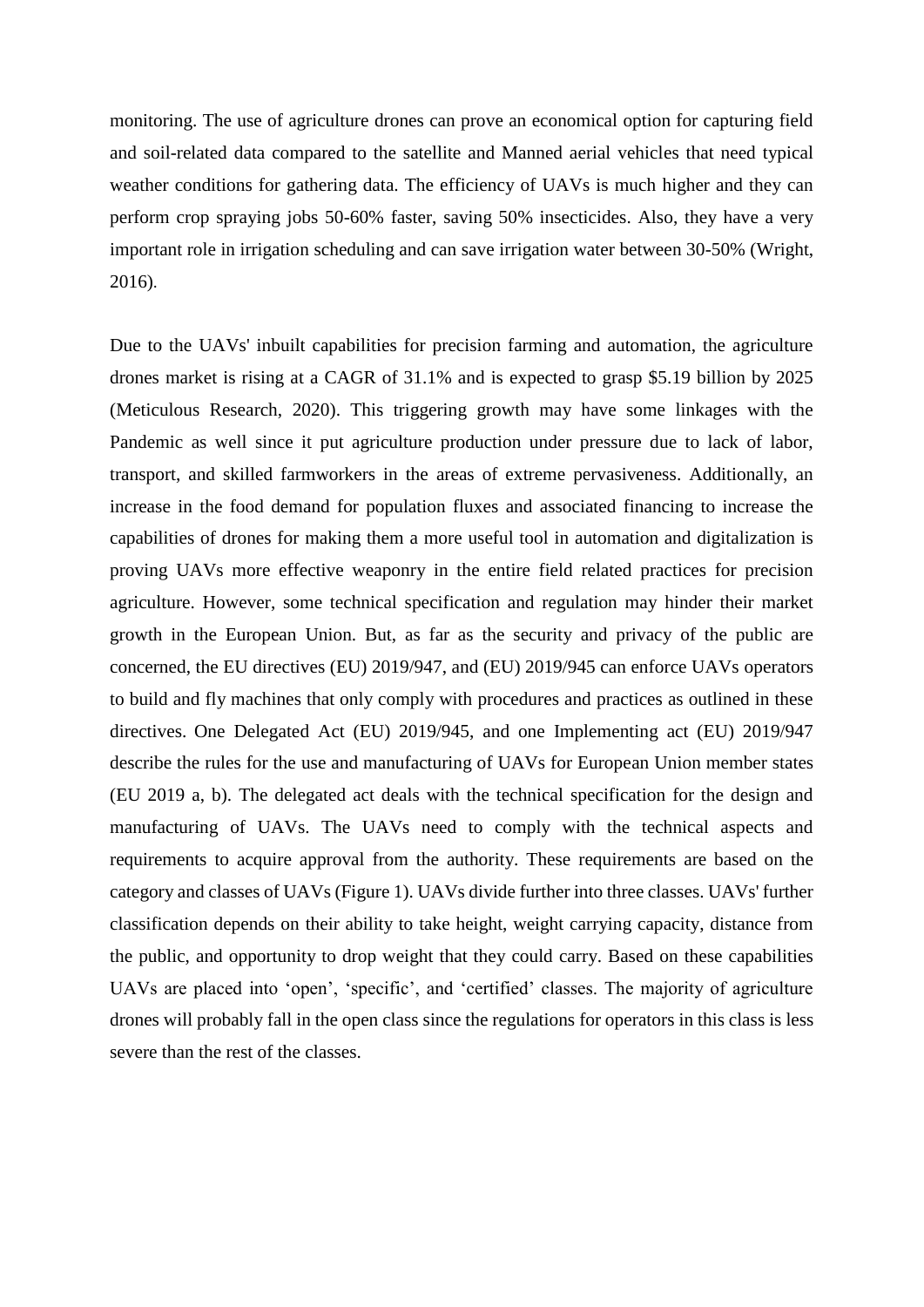monitoring. The use of agriculture drones can prove an economical option for capturing field and soil-related data compared to the satellite and Manned aerial vehicles that need typical weather conditions for gathering data. The efficiency of UAVs is much higher and they can perform crop spraying jobs 50-60% faster, saving 50% insecticides. Also, they have a very important role in irrigation scheduling and can save irrigation water between 30-50% (Wright, 2016).

Due to the UAVs' inbuilt capabilities for precision farming and automation, the agriculture drones market is rising at a CAGR of 31.1% and is expected to grasp $5.19 billion by 2025 (Meticulous Research, 2020). This triggering growth may have some linkages with the Pandemic as well since it put agriculture production under pressure due to lack of labor, transport, and skilled farmworkers in the areas of extreme pervasiveness. Additionally, an increase in the food demand for population fluxes and associated financing to increase the capabilities of drones for making them a more useful tool in automation and digitalization is proving UAVs more effective weaponry in the entire field related practices for precision agriculture. However, some technical specification and regulation may hinder their market growth in the European Union. But, as far as the security and privacy of the public are concerned, the EU directives (EU) 2019/947, and (EU) 2019/945 can enforce UAVs operators to build and fly machines that only comply with procedures and practices as outlined in these directives. One Delegated Act (EU) 2019/945, and one Implementing act (EU) 2019/947 describe the rules for the use and manufacturing of UAVs for European Union member states (EU 2019 a, b). The delegated act deals with the technical specification for the design and manufacturing of UAVs. The UAVs need to comply with the technical aspects and requirements to acquire approval from the authority. These requirements are based on the category and classes of UAVs (Figure 1). UAVs divide further into three classes. UAVs' further classification depends on their ability to take height, weight carrying capacity, distance from the public, and opportunity to drop weight that they could carry. Based on these capabilities UAVs are placed into 'open', 'specific', and 'certified' classes. The majority of agriculture drones will probably fall in the open class since the regulations for operators in this class is less severe than the rest of the classes.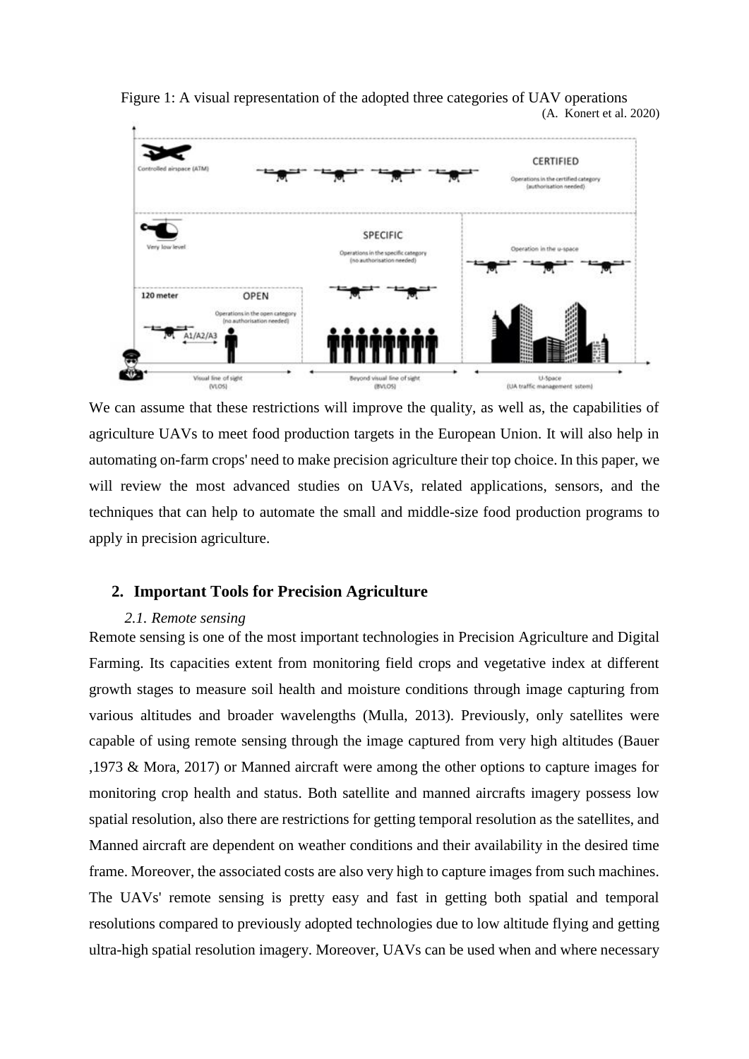Figure 1: A visual representation of the adopted three categories of UAV operations (A. Konert et al. 2020)

We can assume that these restrictions will improve the quality, as well as, the capabilities of agriculture UAVs to meet food production targets in the European Union. It will also help in automating on-farm crops' need to make precision agriculture their top choice. In this paper, we will review the most advanced studies on UAVs, related applications, sensors, and the techniques that can help to automate the small and middle-size food production programs to apply in precision agriculture.

## 2. Important Tools for Precision Agriculture

### *2.1. Remote sensing*

Remote sensing is one of the most important technologies in Precision Agriculture and Digital Farming. Its capacities extent from monitoring field crops and vegetative index at different growth stages to measure soil health and moisture conditions through image capturing from various altitudes and broader wavelengths (Mulla, 2013). Previously, only satellites were capable of using remote sensing through the image captured from very high altitudes (Bauer ,1973 & Mora, 2017) or Manned aircraft were among the other options to capture images for monitoring crop health and status. Both satellite and manned aircrafts imagery possess low spatial resolution, also there are restrictions for getting temporal resolution as the satellites, and Manned aircraft are dependent on weather conditions and their availability in the desired time frame. Moreover, the associated costs are also very high to capture images from such machines. The UAVs' remote sensing is pretty easy and fast in getting both spatial and temporal resolutions compared to previously adopted technologies due to low altitude flying and getting ultra-high spatial resolution imagery. Moreover, UAVs can be used when and where necessary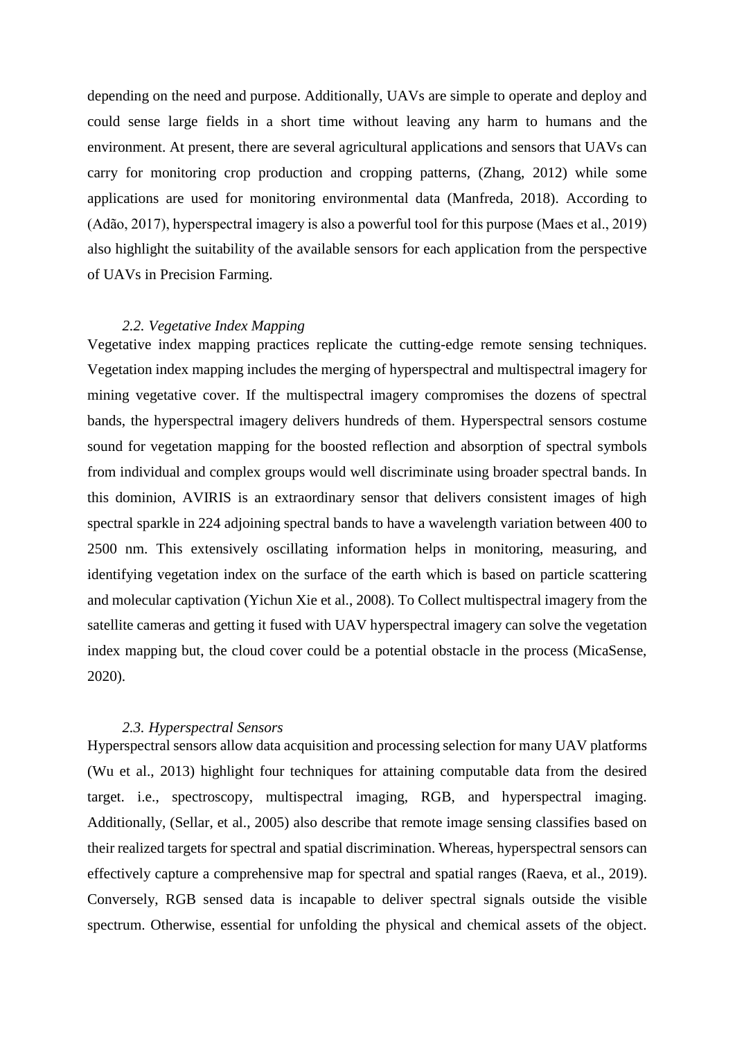depending on the need and purpose. Additionally, UAVs are simple to operate and deploy and could sense large fields in a short time without leaving any harm to humans and the environment. At present, there are several agricultural applications and sensors that UAVs can carry for monitoring crop production and cropping patterns, (Zhang, 2012) while some applications are used for monitoring environmental data (Manfreda, 2018). According to (Adão, 2017), hyperspectral imagery is also a powerful tool for this purpose (Maes et al., 2019) also highlight the suitability of the available sensors for each application from the perspective of UAVs in Precision Farming.

### *2.2. Vegetative Index Mapping*

Vegetative index mapping practices replicate the cutting-edge remote sensing techniques. Vegetation index mapping includes the merging of hyperspectral and multispectral imagery for mining vegetative cover. If the multispectral imagery compromises the dozens of spectral bands, the hyperspectral imagery delivers hundreds of them. Hyperspectral sensors costume sound for vegetation mapping for the boosted reflection and absorption of spectral symbols from individual and complex groups would well discriminate using broader spectral bands. In this dominion, AVIRIS is an extraordinary sensor that delivers consistent images of high spectral sparkle in 224 adjoining spectral bands to have a wavelength variation between 400 to 2500 nm. This extensively oscillating information helps in monitoring, measuring, and identifying vegetation index on the surface of the earth which is based on particle scattering and molecular captivation (Yichun Xie et al., 2008). To Collect multispectral imagery from the satellite cameras and getting it fused with UAV hyperspectral imagery can solve the vegetation index mapping but, the cloud cover could be a potential obstacle in the process (MicaSense, 2020).

### *2.3. Hyperspectral Sensors*

Hyperspectral sensors allow data acquisition and processing selection for many UAV platforms (Wu et al., 2013) highlight four techniques for attaining computable data from the desired target. i.e., spectroscopy, multispectral imaging, RGB, and hyperspectral imaging. Additionally, (Sellar, et al., 2005) also describe that remote image sensing classifies based on their realized targets for spectral and spatial discrimination. Whereas, hyperspectral sensors can effectively capture a comprehensive map for spectral and spatial ranges (Raeva, et al., 2019). Conversely, RGB sensed data is incapable to deliver spectral signals outside the visible spectrum. Otherwise, essential for unfolding the physical and chemical assets of the object.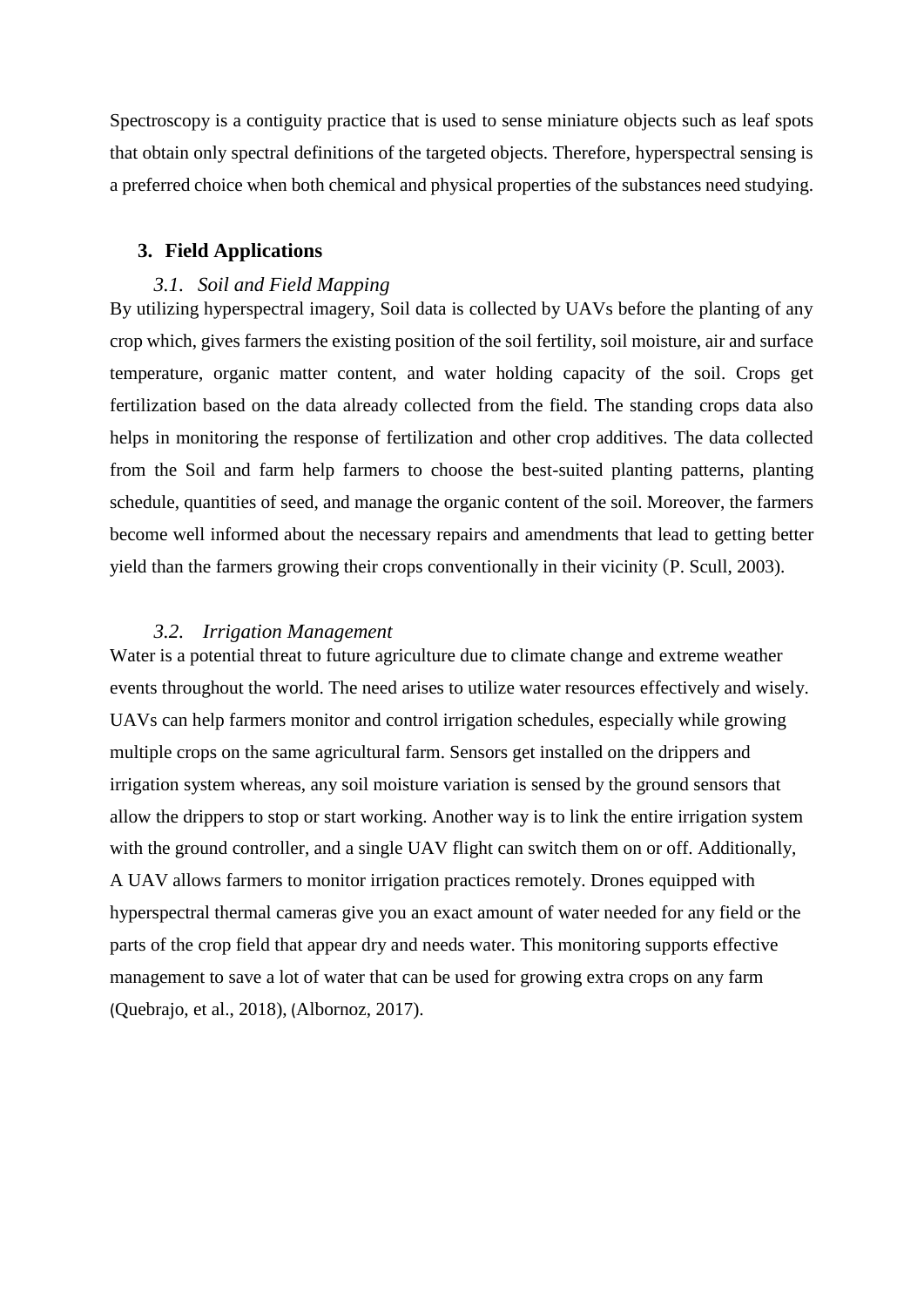Spectroscopy is a contiguity practice that is used to sense miniature objects such as leaf spots that obtain only spectral definitions of the targeted objects. Therefore, hyperspectral sensing is a preferred choice when both chemical and physical properties of the substances need studying.

## 3. Field Applications

### *3.1. Soil and Field Mapping*

By utilizing hyperspectral imagery, Soil data is collected by UAVs before the planting of any crop which, gives farmers the existing position of the soil fertility, soil moisture, air and surface temperature, organic matter content, and water holding capacity of the soil. Crops get fertilization based on the data already collected from the field. The standing crops data also helps in monitoring the response of fertilization and other crop additives. The data collected from the Soil and farm help farmers to choose the best-suited planting patterns, planting schedule, quantities of seed, and manage the organic content of the soil. Moreover, the farmers become well informed about the necessary repairs and amendments that lead to getting better yield than the farmers growing their crops conventionally in their vicinity (P. Scull, 2003).

### *3.2. Irrigation Management*

Water is a potential threat to future agriculture due to climate change and extreme weather events throughout the world. The need arises to utilize water resources effectively and wisely. UAVs can help farmers monitor and control irrigation schedules, especially while growing multiple crops on the same agricultural farm. Sensors get installed on the drippers and irrigation system whereas, any soil moisture variation is sensed by the ground sensors that allow the drippers to stop or start working. Another way is to link the entire irrigation system with the ground controller, and a single UAV flight can switch them on or off. Additionally, A UAV allows farmers to monitor irrigation practices remotely. Drones equipped with hyperspectral thermal cameras give you an exact amount of water needed for any field or the parts of the crop field that appear dry and needs water. This monitoring supports effective management to save a lot of water that can be used for growing extra crops on any farm (Quebrajo, et al., 2018), (Albornoz, 2017).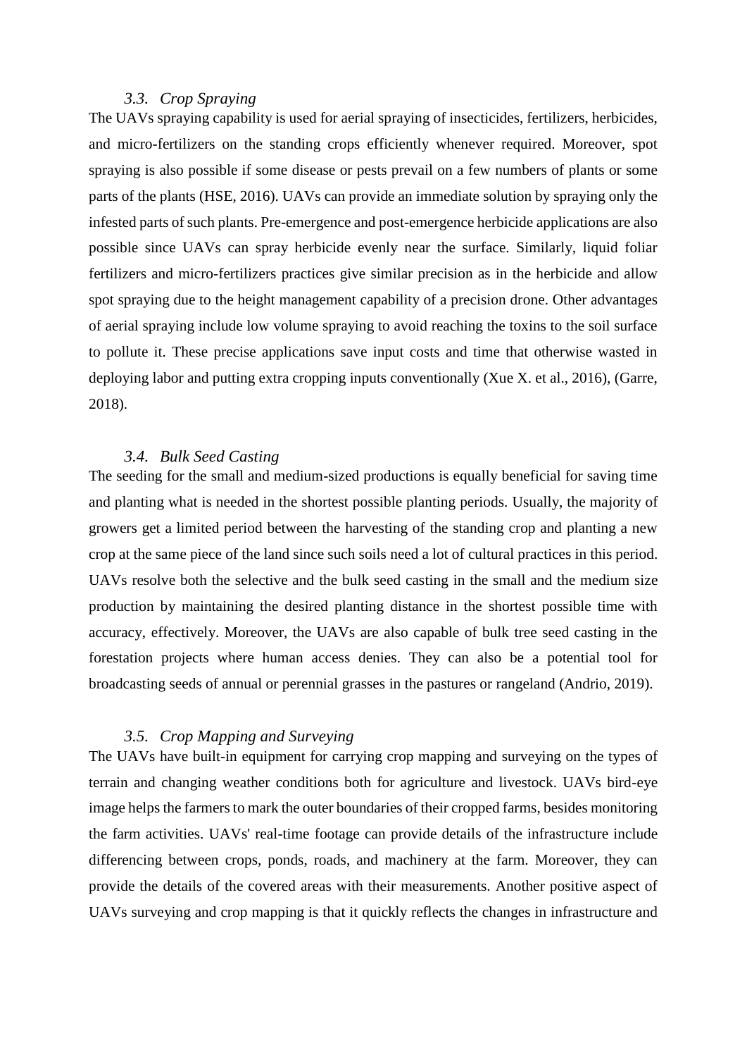### *3.3. Crop Spraying*

The UAVs spraying capability is used for aerial spraying of insecticides, fertilizers, herbicides, and micro-fertilizers on the standing crops efficiently whenever required. Moreover, spot spraying is also possible if some disease or pests prevail on a few numbers of plants or some parts of the plants (HSE, 2016). UAVs can provide an immediate solution by spraying only the infested parts of such plants. Pre-emergence and post-emergence herbicide applications are also possible since UAVs can spray herbicide evenly near the surface. Similarly, liquid foliar fertilizers and micro-fertilizers practices give similar precision as in the herbicide and allow spot spraying due to the height management capability of a precision drone. Other advantages of aerial spraying include low volume spraying to avoid reaching the toxins to the soil surface to pollute it. These precise applications save input costs and time that otherwise wasted in deploying labor and putting extra cropping inputs conventionally (Xue X. et al., 2016), (Garre, 2018).

### *3.4. Bulk Seed Casting*

The seeding for the small and medium-sized productions is equally beneficial for saving time and planting what is needed in the shortest possible planting periods. Usually, the majority of growers get a limited period between the harvesting of the standing crop and planting a new crop at the same piece of the land since such soils need a lot of cultural practices in this period. UAVs resolve both the selective and the bulk seed casting in the small and the medium size production by maintaining the desired planting distance in the shortest possible time with accuracy, effectively. Moreover, the UAVs are also capable of bulk tree seed casting in the forestation projects where human access denies. They can also be a potential tool for broadcasting seeds of annual or perennial grasses in the pastures or rangeland (Andrio, 2019).

### *3.5. Crop Mapping and Surveying*

The UAVs have built-in equipment for carrying crop mapping and surveying on the types of terrain and changing weather conditions both for agriculture and livestock. UAVs bird-eye image helps the farmers to mark the outer boundaries of their cropped farms, besides monitoring the farm activities. UAVs' real-time footage can provide details of the infrastructure include differencing between crops, ponds, roads, and machinery at the farm. Moreover, they can provide the details of the covered areas with their measurements. Another positive aspect of UAVs surveying and crop mapping is that it quickly reflects the changes in infrastructure and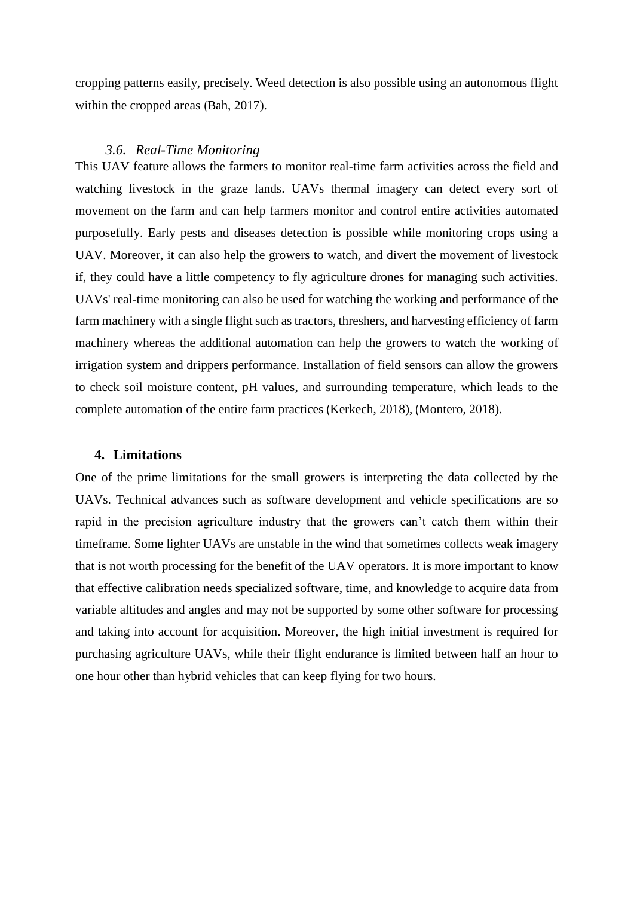cropping patterns easily, precisely. Weed detection is also possible using an autonomous flight within the cropped areas (Bah, 2017).

### *3.6. Real-Time Monitoring*

This UAV feature allows the farmers to monitor real-time farm activities across the field and watching livestock in the graze lands. UAVs thermal imagery can detect every sort of movement on the farm and can help farmers monitor and control entire activities automated purposefully. Early pests and diseases detection is possible while monitoring crops using a UAV. Moreover, it can also help the growers to watch, and divert the movement of livestock if, they could have a little competency to fly agriculture drones for managing such activities. UAVs' real-time monitoring can also be used for watching the working and performance of the farm machinery with a single flight such as tractors, threshers, and harvesting efficiency of farm machinery whereas the additional automation can help the growers to watch the working of irrigation system and drippers performance. Installation of field sensors can allow the growers to check soil moisture content, pH values, and surrounding temperature, which leads to the complete automation of the entire farm practices (Kerkech, 2018), (Montero, 2018).

## 4. Limitations

One of the prime limitations for the small growers is interpreting the data collected by the UAVs. Technical advances such as software development and vehicle specifications are so rapid in the precision agriculture industry that the growers can't catch them within their timeframe. Some lighter UAVs are unstable in the wind that sometimes collects weak imagery that is not worth processing for the benefit of the UAV operators. It is more important to know that effective calibration needs specialized software, time, and knowledge to acquire data from variable altitudes and angles and may not be supported by some other software for processing and taking into account for acquisition. Moreover, the high initial investment is required for purchasing agriculture UAVs, while their flight endurance is limited between half an hour to one hour other than hybrid vehicles that can keep flying for two hours.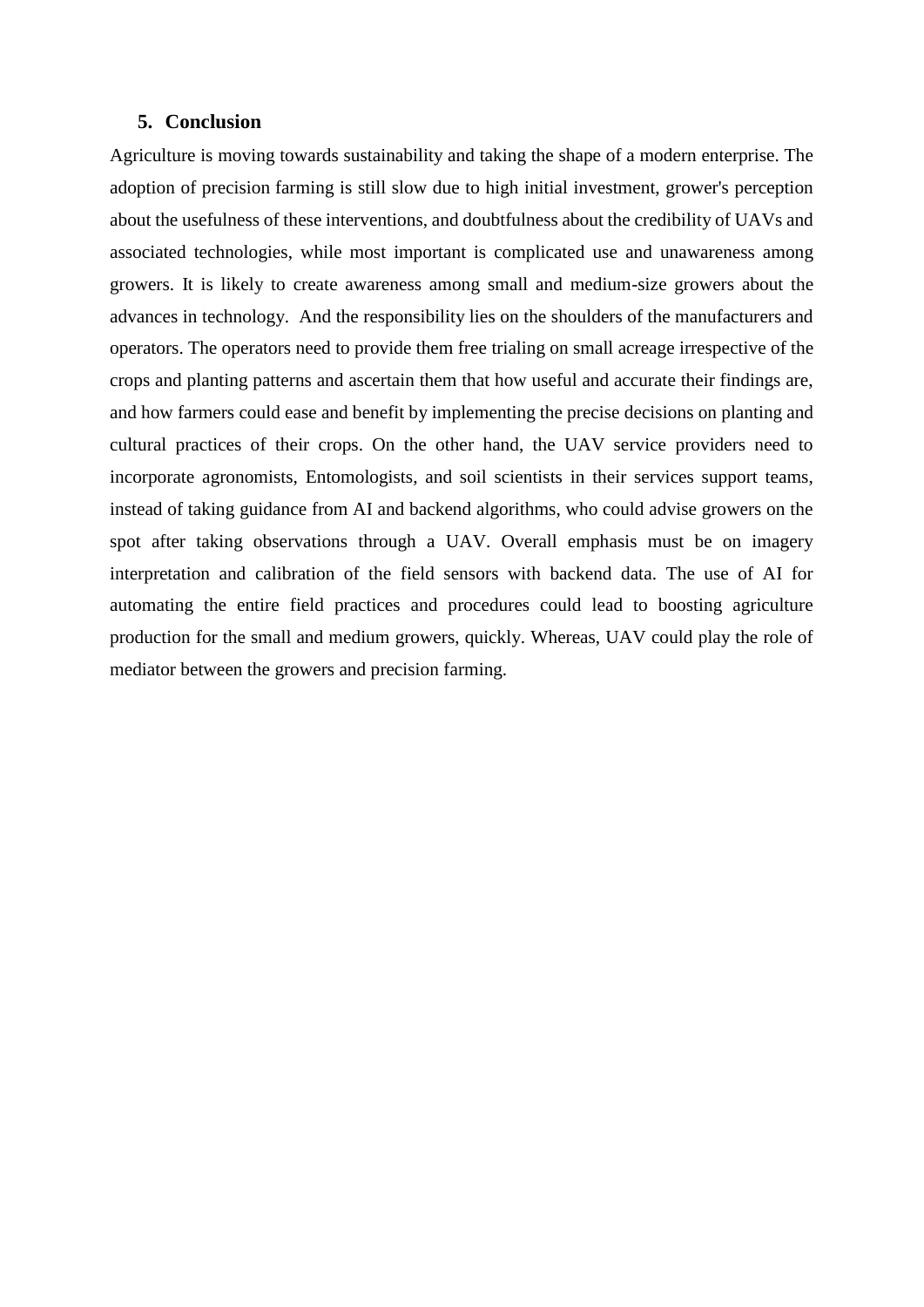## 5. Conclusion

Agriculture is moving towards sustainability and taking the shape of a modern enterprise. The adoption of precision farming is still slow due to high initial investment, grower's perception about the usefulness of these interventions, and doubtfulness about the credibility of UAVs and associated technologies, while most important is complicated use and unawareness among growers. It is likely to create awareness among small and medium-size growers about the advances in technology. And the responsibility lies on the shoulders of the manufacturers and operators. The operators need to provide them free trialing on small acreage irrespective of the crops and planting patterns and ascertain them that how useful and accurate their findings are, and how farmers could ease and benefit by implementing the precise decisions on planting and cultural practices of their crops. On the other hand, the UAV service providers need to incorporate agronomists, Entomologists, and soil scientists in their services support teams, instead of taking guidance from AI and backend algorithms, who could advise growers on the spot after taking observations through a UAV. Overall emphasis must be on imagery interpretation and calibration of the field sensors with backend data. The use of AI for automating the entire field practices and procedures could lead to boosting agriculture production for the small and medium growers, quickly. Whereas, UAV could play the role of mediator between the growers and precision farming.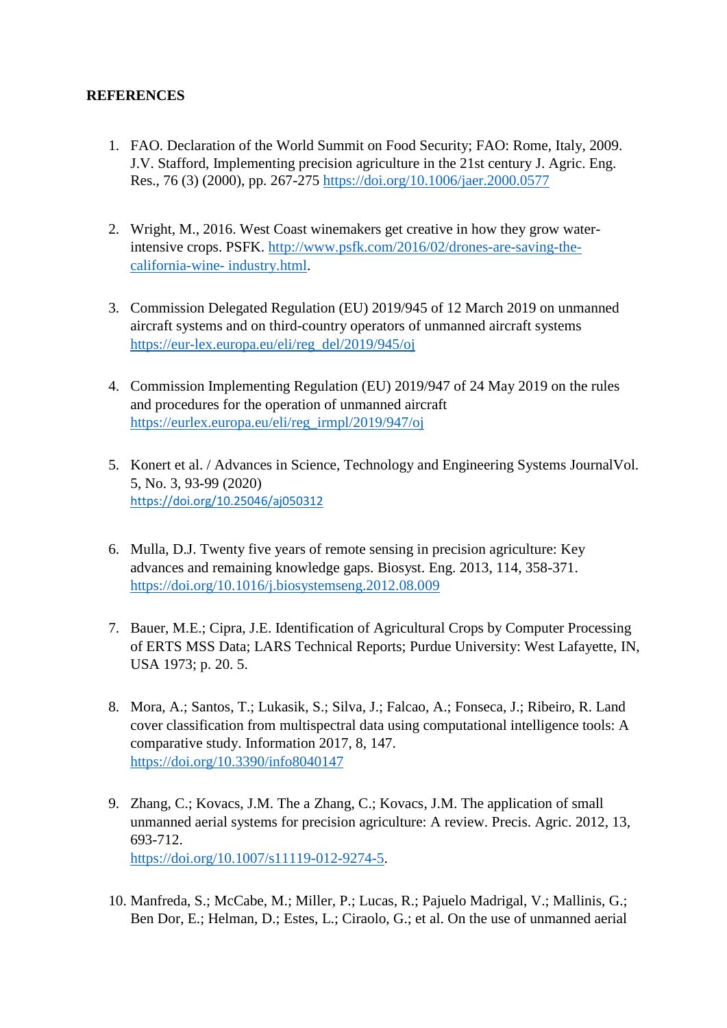**REFERENCES**

1. FAO. Declaration of the World Summit on Food Security; FAO: Rome, Italy, 2009. J.V. Stafford, Implementing precision agriculture in the 21st century J. Agric. Eng. Res., 76 (3) (2000), pp. 267-275 https://doi.org/10.1006/jaer.2000.0577

2. Wright, M., 2016. West Coast winemakers get creative in how they grow water-intensive crops. PSFK. http://www.psfk.com/2016/02/drones-are-saving-the-california-wine- industry.html.

3. Commission Delegated Regulation (EU) 2019/945 of 12 March 2019 on unmanned aircraft systems and on third-country operators of unmanned aircraft systems https://eur-lex.europa.eu/eli/reg_del/2019/945/oj

4. Commission Implementing Regulation (EU) 2019/947 of 24 May 2019 on the rules and procedures for the operation of unmanned aircraft https://eurlex.europa.eu/eli/reg_irmpl/2019/947/oj

5. Konert et al. / Advances in Science, Technology and Engineering Systems JournalVol. 5, No. 3, 93-99 (2020) https://doi.org/10.25046/aj050312

6. Mulla, D.J. Twenty five years of remote sensing in precision agriculture: Key advances and remaining knowledge gaps. Biosyst. Eng. 2013, 114, 358-371. https://doi.org/10.1016/j.biosystemseng.2012.08.009

7. Bauer, M.E.; Cipra, J.E. Identification of Agricultural Crops by Computer Processing of ERTS MSS Data; LARS Technical Reports; Purdue University: West Lafayette, IN, USA 1973; p. 20. 5.

8. Mora, A.; Santos, T.; Lukasik, S.; Silva, J.; Falcao, A.; Fonseca, J.; Ribeiro, R. Land cover classification from multispectral data using computational intelligence tools: A comparative study. Information 2017, 8, 147. https://doi.org/10.3390/info8040147

9. Zhang, C.; Kovacs, J.M. The a Zhang, C.; Kovacs, J.M. The application of small unmanned aerial systems for precision agriculture: A review. Precis. Agric. 2012, 13, 693-712. https://doi.org/10.1007/s11119-012-9274-5.

10. Manfreda, S.; McCabe, M.; Miller, P.; Lucas, R.; Pajuelo Madrigal, V.; Mallinis, G.; Ben Dor, E.; Helman, D.; Estes, L.; Ciraolo, G.; et al. On the use of unmanned aerial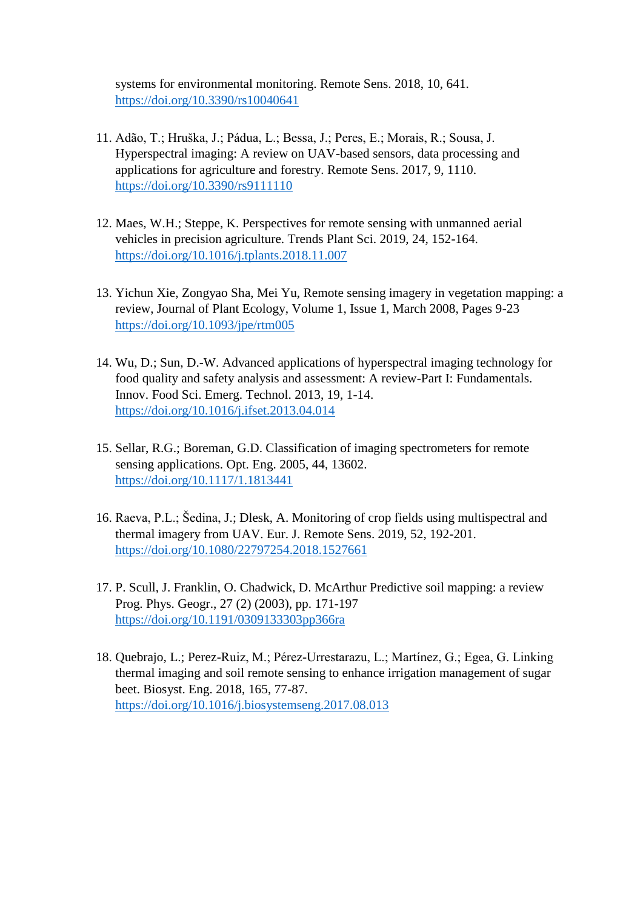systems for environmental monitoring. Remote Sens. 2018, 10, 641. https://doi.org/10.3390/rs10040641

11. Adão, T.; Hruška, J.; Pádua, L.; Bessa, J.; Peres, E.; Morais, R.; Sousa, J. Hyperspectral imaging: A review on UAV-based sensors, data processing and applications for agriculture and forestry. Remote Sens. 2017, 9, 1110. https://doi.org/10.3390/rs9111110

12. Maes, W.H.; Steppe, K. Perspectives for remote sensing with unmanned aerial vehicles in precision agriculture. Trends Plant Sci. 2019, 24, 152-164. https://doi.org/10.1016/j.tplants.2018.11.007

13. Yichun Xie, Zongyao Sha, Mei Yu, Remote sensing imagery in vegetation mapping: a review, Journal of Plant Ecology, Volume 1, Issue 1, March 2008, Pages 9-23 https://doi.org/10.1093/jpe/rtm005

14. Wu, D.; Sun, D.-W. Advanced applications of hyperspectral imaging technology for food quality and safety analysis and assessment: A review-Part I: Fundamentals. Innov. Food Sci. Emerg. Technol. 2013, 19, 1-14. https://doi.org/10.1016/j.ifset.2013.04.014

15. Sellar, R.G.; Boreman, G.D. Classification of imaging spectrometers for remote sensing applications. Opt. Eng. 2005, 44, 13602. https://doi.org/10.1117/1.1813441

16. Raeva, P.L.; Šedina, J.; Dlesk, A. Monitoring of crop fields using multispectral and thermal imagery from UAV. Eur. J. Remote Sens. 2019, 52, 192-201. https://doi.org/10.1080/22797254.2018.1527661

17. P. Scull, J. Franklin, O. Chadwick, D. McArthur Predictive soil mapping: a review Prog. Phys. Geogr., 27 (2) (2003), pp. 171-197 https://doi.org/10.1191/0309133303pp366ra

18. Quebrajo, L.; Perez-Ruiz, M.; Pérez-Urrestarazu, L.; Martínez, G.; Egea, G. Linking thermal imaging and soil remote sensing to enhance irrigation management of sugar beet. Biosyst. Eng. 2018, 165, 77-87. https://doi.org/10.1016/j.biosystemseng.2017.08.013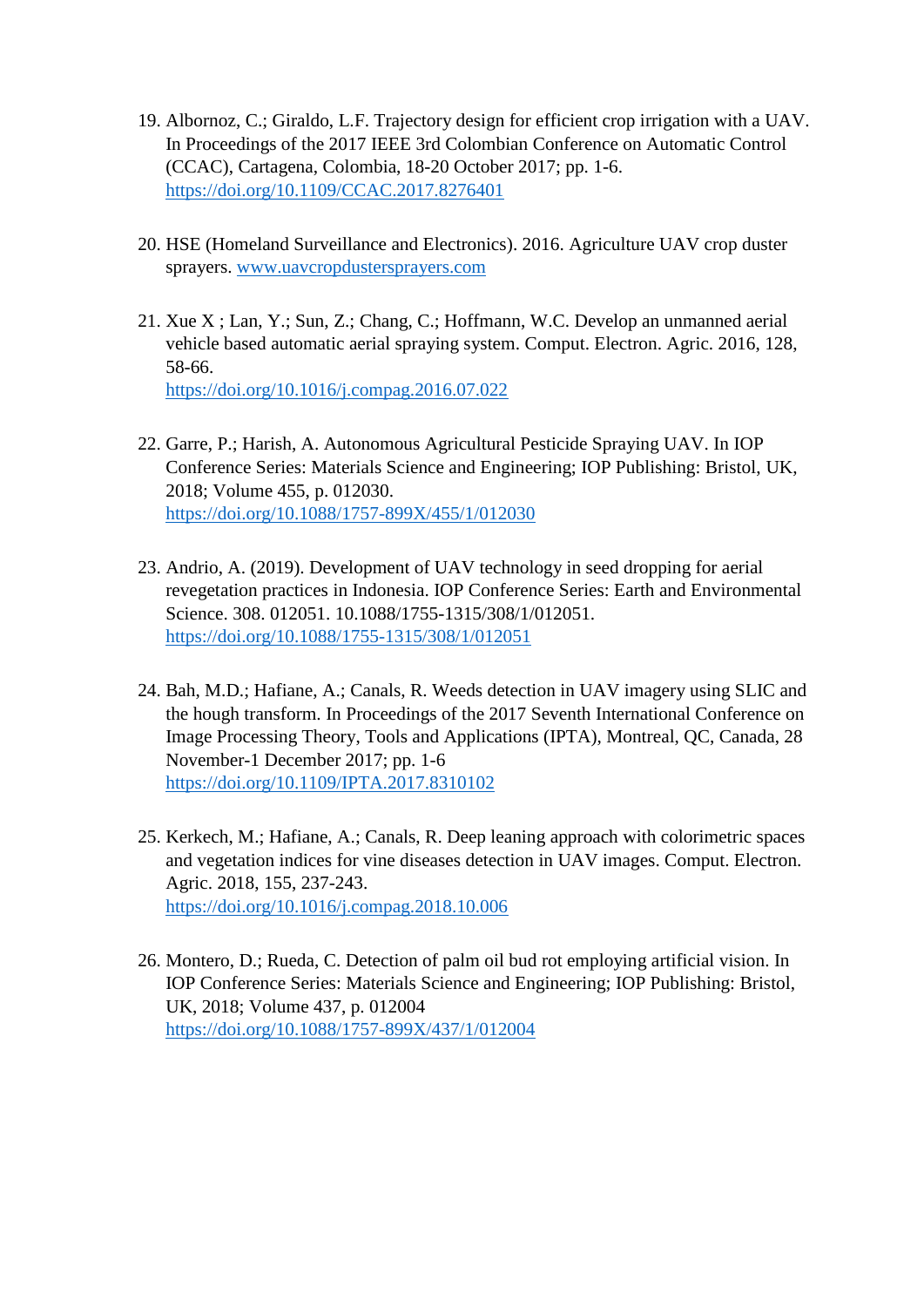19. Albornoz, C.; Giraldo, L.F. Trajectory design for efficient crop irrigation with a UAV. In Proceedings of the 2017 IEEE 3rd Colombian Conference on Automatic Control (CCAC), Cartagena, Colombia, 18-20 October 2017; pp. 1-6. https://doi.org/10.1109/CCAC.2017.8276401

20. HSE (Homeland Surveillance and Electronics). 2016. Agriculture UAV crop duster sprayers. www.uavcropdustersprayers.com

21. Xue X ; Lan, Y.; Sun, Z.; Chang, C.; Hoffmann, W.C. Develop an unmanned aerial vehicle based automatic aerial spraying system. Comput. Electron. Agric. 2016, 128, 58-66. https://doi.org/10.1016/j.compag.2016.07.022

22. Garre, P.; Harish, A. Autonomous Agricultural Pesticide Spraying UAV. In IOP Conference Series: Materials Science and Engineering; IOP Publishing: Bristol, UK, 2018; Volume 455, p. 012030. https://doi.org/10.1088/1757-899X/455/1/012030

23. Andrio, A. (2019). Development of UAV technology in seed dropping for aerial revegetation practices in Indonesia. IOP Conference Series: Earth and Environmental Science. 308. 012051. 10.1088/1755-1315/308/1/012051. https://doi.org/10.1088/1755-1315/308/1/012051

24. Bah, M.D.; Hafiane, A.; Canals, R. Weeds detection in UAV imagery using SLIC and the hough transform. In Proceedings of the 2017 Seventh International Conference on Image Processing Theory, Tools and Applications (IPTA), Montreal, QC, Canada, 28 November-1 December 2017; pp. 1-6 https://doi.org/10.1109/IPTA.2017.8310102

25. Kerkech, M.; Hafiane, A.; Canals, R. Deep leaning approach with colorimetric spaces and vegetation indices for vine diseases detection in UAV images. Comput. Electron. Agric. 2018, 155, 237-243. https://doi.org/10.1016/j.compag.2018.10.006

26. Montero, D.; Rueda, C. Detection of palm oil bud rot employing artificial vision. In IOP Conference Series: Materials Science and Engineering; IOP Publishing: Bristol, UK, 2018; Volume 437, p. 012004 https://doi.org/10.1088/1757-899X/437/1/012004